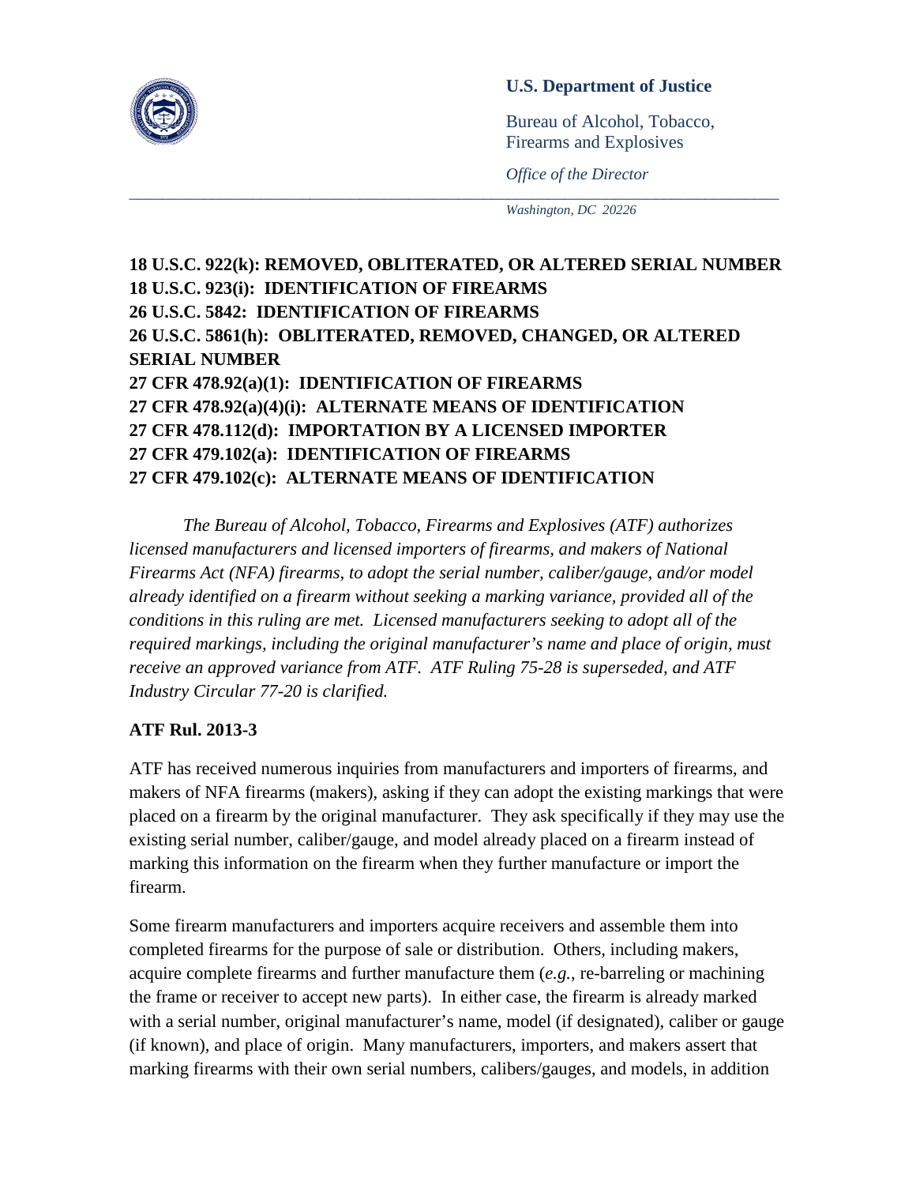**U.S. Department of Justice**

Bureau of Alcohol, Tobacco, Firearms and Explosives

*Office of the Director*

*Washington, DC 20226*

**18 U.S.C. 922(k): REMOVED, OBLITERATED, OR ALTERED SERIAL NUMBER**
**18 U.S.C. 923(i): IDENTIFICATION OF FIREARMS**
**26 U.S.C. 5842: IDENTIFICATION OF FIREARMS**
**26 U.S.C. 5861(h): OBLITERATED, REMOVED, CHANGED, OR ALTERED SERIAL NUMBER**
**27 CFR 478.92(a)(1): IDENTIFICATION OF FIREARMS**
**27 CFR 478.92(a)(4)(i): ALTERNATE MEANS OF IDENTIFICATION**
**27 CFR 478.112(d): IMPORTATION BY A LICENSED IMPORTER**
**27 CFR 479.102(a): IDENTIFICATION OF FIREARMS**
**27 CFR 479.102(c): ALTERNATE MEANS OF IDENTIFICATION**

*The Bureau of Alcohol, Tobacco, Firearms and Explosives (ATF) authorizes licensed manufacturers and licensed importers of firearms, and makers of National Firearms Act (NFA) firearms, to adopt the serial number, caliber/gauge, and/or model already identified on a firearm without seeking a marking variance, provided all of the conditions in this ruling are met. Licensed manufacturers seeking to adopt all of the required markings, including the original manufacturer's name and place of origin, must receive an approved variance from ATF. ATF Ruling 75-28 is superseded, and ATF Industry Circular 77-20 is clarified.*

**ATF Rul. 2013-3**

ATF has received numerous inquiries from manufacturers and importers of firearms, and makers of NFA firearms (makers), asking if they can adopt the existing markings that were placed on a firearm by the original manufacturer. They ask specifically if they may use the existing serial number, caliber/gauge, and model already placed on a firearm instead of marking this information on the firearm when they further manufacture or import the firearm.

Some firearm manufacturers and importers acquire receivers and assemble them into completed firearms for the purpose of sale or distribution. Others, including makers, acquire complete firearms and further manufacture them (*e.g.*, re-barreling or machining the frame or receiver to accept new parts). In either case, the firearm is already marked with a serial number, original manufacturer's name, model (if designated), caliber or gauge (if known), and place of origin. Many manufacturers, importers, and makers assert that marking firearms with their own serial numbers, calibers/gauges, and models, in addition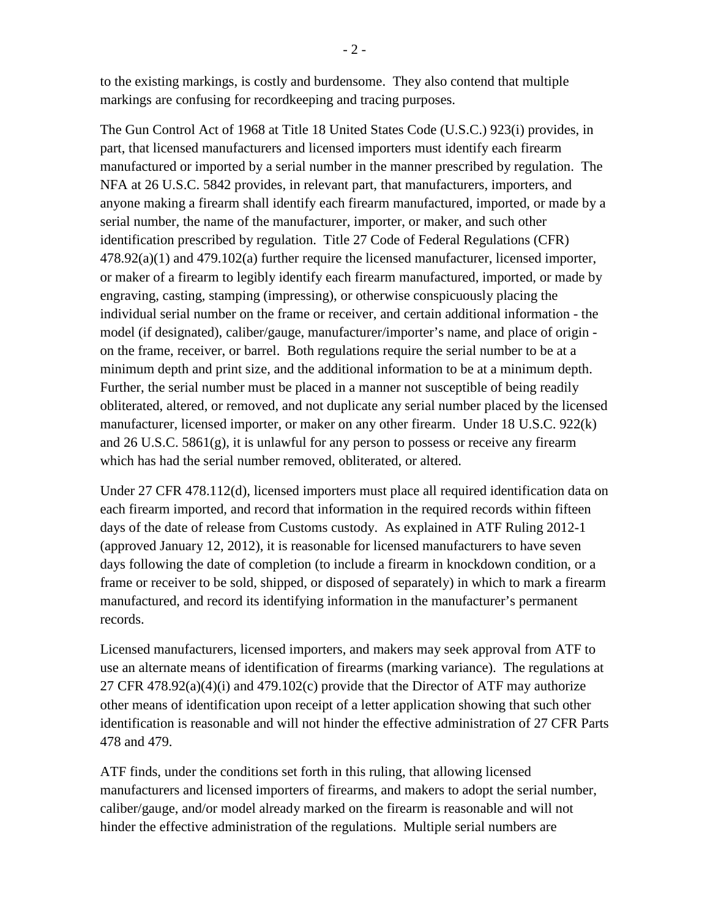to the existing markings, is costly and burdensome. They also contend that multiple markings are confusing for recordkeeping and tracing purposes.

The Gun Control Act of 1968 at Title 18 United States Code (U.S.C.) 923(i) provides, in part, that licensed manufacturers and licensed importers must identify each firearm manufactured or imported by a serial number in the manner prescribed by regulation. The NFA at 26 U.S.C. 5842 provides, in relevant part, that manufacturers, importers, and anyone making a firearm shall identify each firearm manufactured, imported, or made by a serial number, the name of the manufacturer, importer, or maker, and such other identification prescribed by regulation. Title 27 Code of Federal Regulations (CFR) 478.92(a)(1) and 479.102(a) further require the licensed manufacturer, licensed importer, or maker of a firearm to legibly identify each firearm manufactured, imported, or made by engraving, casting, stamping (impressing), or otherwise conspicuously placing the individual serial number on the frame or receiver, and certain additional information - the model (if designated), caliber/gauge, manufacturer/importer's name, and place of origin - on the frame, receiver, or barrel. Both regulations require the serial number to be at a minimum depth and print size, and the additional information to be at a minimum depth. Further, the serial number must be placed in a manner not susceptible of being readily obliterated, altered, or removed, and not duplicate any serial number placed by the licensed manufacturer, licensed importer, or maker on any other firearm. Under 18 U.S.C. 922(k) and 26 U.S.C. 5861(g), it is unlawful for any person to possess or receive any firearm which has had the serial number removed, obliterated, or altered.

Under 27 CFR 478.112(d), licensed importers must place all required identification data on each firearm imported, and record that information in the required records within fifteen days of the date of release from Customs custody. As explained in ATF Ruling 2012-1 (approved January 12, 2012), it is reasonable for licensed manufacturers to have seven days following the date of completion (to include a firearm in knockdown condition, or a frame or receiver to be sold, shipped, or disposed of separately) in which to mark a firearm manufactured, and record its identifying information in the manufacturer's permanent records.

Licensed manufacturers, licensed importers, and makers may seek approval from ATF to use an alternate means of identification of firearms (marking variance). The regulations at 27 CFR 478.92(a)(4)(i) and 479.102(c) provide that the Director of ATF may authorize other means of identification upon receipt of a letter application showing that such other identification is reasonable and will not hinder the effective administration of 27 CFR Parts 478 and 479.

ATF finds, under the conditions set forth in this ruling, that allowing licensed manufacturers and licensed importers of firearms, and makers to adopt the serial number, caliber/gauge, and/or model already marked on the firearm is reasonable and will not hinder the effective administration of the regulations. Multiple serial numbers are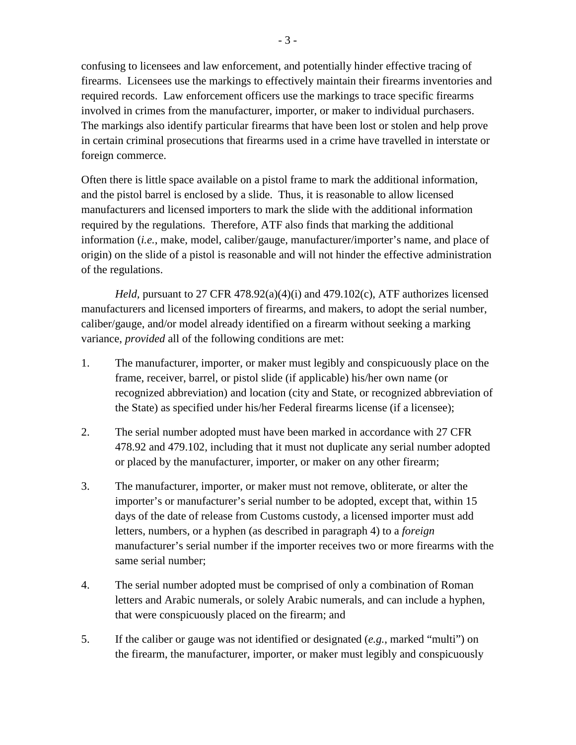confusing to licensees and law enforcement, and potentially hinder effective tracing of firearms. Licensees use the markings to effectively maintain their firearms inventories and required records. Law enforcement officers use the markings to trace specific firearms involved in crimes from the manufacturer, importer, or maker to individual purchasers. The markings also identify particular firearms that have been lost or stolen and help prove in certain criminal prosecutions that firearms used in a crime have travelled in interstate or foreign commerce.

Often there is little space available on a pistol frame to mark the additional information, and the pistol barrel is enclosed by a slide. Thus, it is reasonable to allow licensed manufacturers and licensed importers to mark the slide with the additional information required by the regulations. Therefore, ATF also finds that marking the additional information (*i.e.*, make, model, caliber/gauge, manufacturer/importer's name, and place of origin) on the slide of a pistol is reasonable and will not hinder the effective administration of the regulations.

*Held*, pursuant to 27 CFR 478.92(a)(4)(i) and 479.102(c), ATF authorizes licensed manufacturers and licensed importers of firearms, and makers, to adopt the serial number, caliber/gauge, and/or model already identified on a firearm without seeking a marking variance, *provided* all of the following conditions are met:

1. The manufacturer, importer, or maker must legibly and conspicuously place on the frame, receiver, barrel, or pistol slide (if applicable) his/her own name (or recognized abbreviation) and location (city and State, or recognized abbreviation of the State) as specified under his/her Federal firearms license (if a licensee);
2. The serial number adopted must have been marked in accordance with 27 CFR 478.92 and 479.102, including that it must not duplicate any serial number adopted or placed by the manufacturer, importer, or maker on any other firearm;
3. The manufacturer, importer, or maker must not remove, obliterate, or alter the importer's or manufacturer's serial number to be adopted, except that, within 15 days of the date of release from Customs custody, a licensed importer must add letters, numbers, or a hyphen (as described in paragraph 4) to a *foreign* manufacturer's serial number if the importer receives two or more firearms with the same serial number;
4. The serial number adopted must be comprised of only a combination of Roman letters and Arabic numerals, or solely Arabic numerals, and can include a hyphen, that were conspicuously placed on the firearm; and
5. If the caliber or gauge was not identified or designated (*e.g.*, marked "multi") on the firearm, the manufacturer, importer, or maker must legibly and conspicuously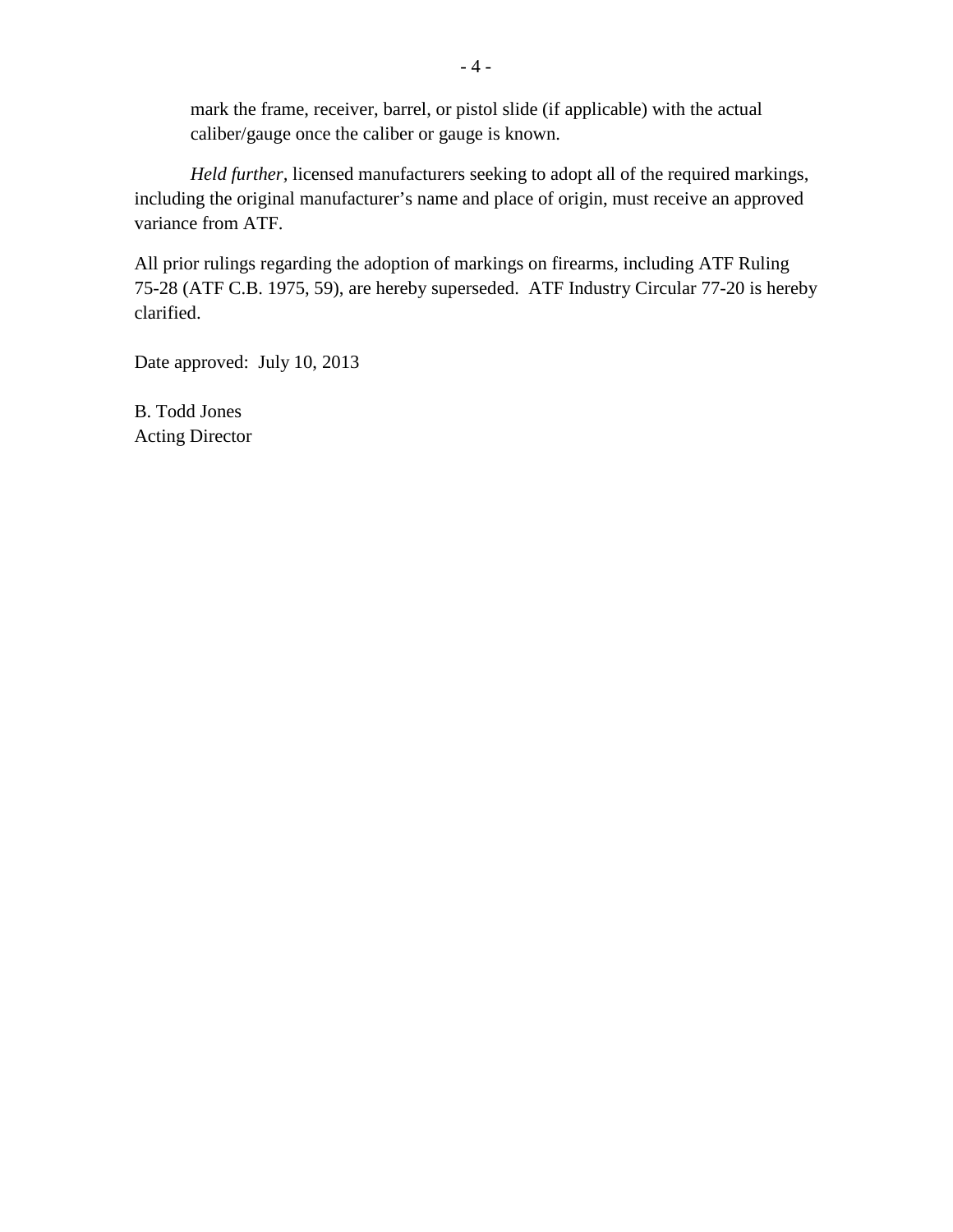mark the frame, receiver, barrel, or pistol slide (if applicable) with the actual caliber/gauge once the caliber or gauge is known.

*Held further*, licensed manufacturers seeking to adopt all of the required markings, including the original manufacturer's name and place of origin, must receive an approved variance from ATF.

All prior rulings regarding the adoption of markings on firearms, including ATF Ruling 75-28 (ATF C.B. 1975, 59), are hereby superseded. ATF Industry Circular 77-20 is hereby clarified.

Date approved: July 10, 2013

B. Todd Jones
Acting Director